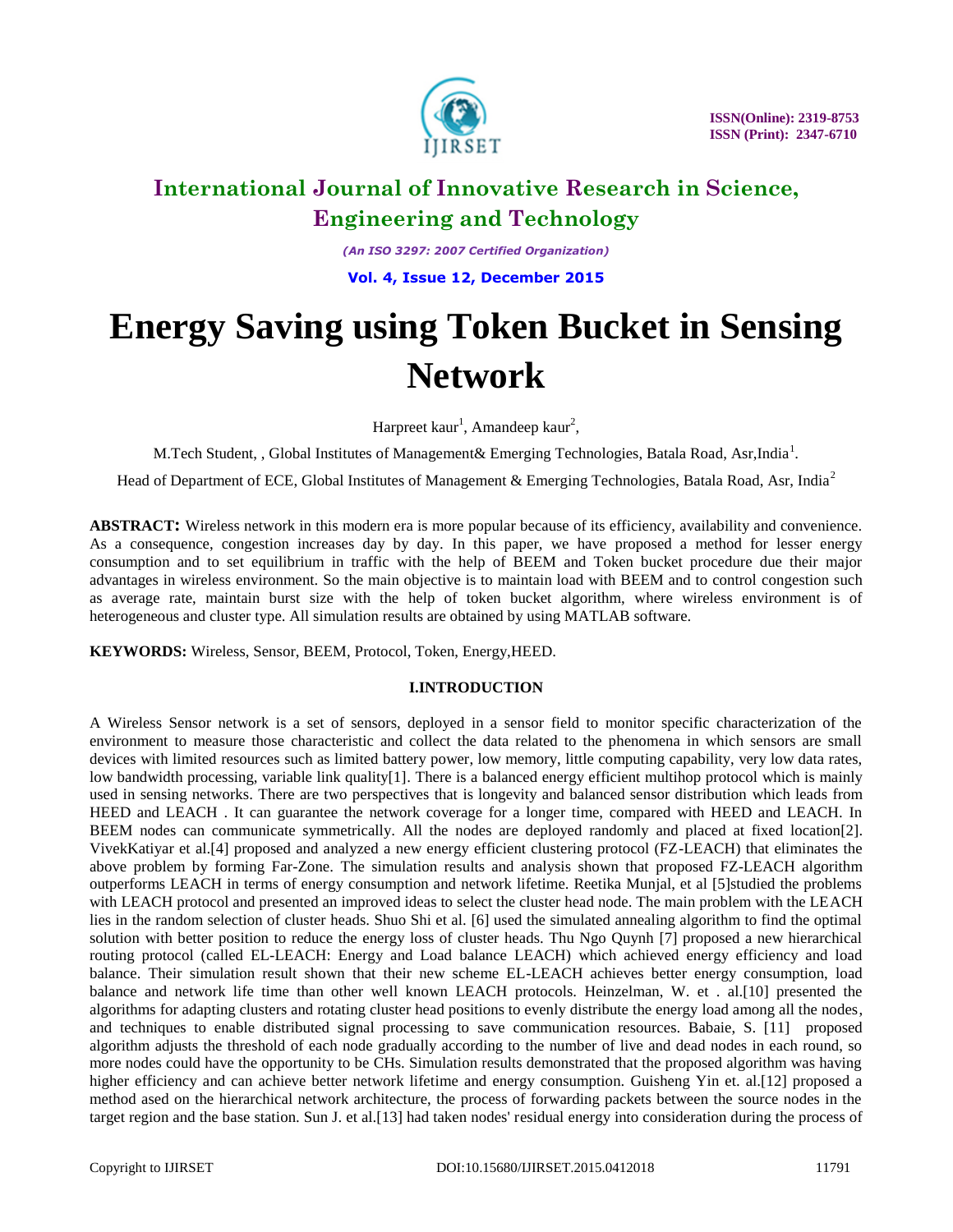# Energy Saving using Token Bucket in Sensing Network

Harpreet kaur[1], Amandeep kaur[2],

M.Tech Student, , Global Institutes of Management& Emerging Technologies, Batala Road, Asr,India[1].

Head of Department of ECE, Global Institutes of Management & Emerging Technologies, Batala Road, Asr, India[2]

**ABSTRACT:** Wireless network in this modern era is more popular because of its efficiency, availability and convenience. As a consequence, congestion increases day by day. In this paper, we have proposed a method for lesser energy consumption and to set equilibrium in traffic with the help of BEEM and Token bucket procedure due their major advantages in wireless environment. So the main objective is to maintain load with BEEM and to control congestion such as average rate, maintain burst size with the help of token bucket algorithm, where wireless environment is of heterogeneous and cluster type. All simulation results are obtained by using MATLAB software.

**KEYWORDS:** Wireless, Sensor, BEEM, Protocol, Token, Energy,HEED.

## I.INTRODUCTION

A Wireless Sensor network is a set of sensors, deployed in a sensor field to monitor specific characterization of the environment to measure those characteristic and collect the data related to the phenomena in which sensors are small devices with limited resources such as limited battery power, low memory, little computing capability, very low data rates, low bandwidth processing, variable link quality[1]. There is a balanced energy efficient multihop protocol which is mainly used in sensing networks. There are two perspectives that is longevity and balanced sensor distribution which leads from HEED and LEACH . It can guarantee the network coverage for a longer time, compared with HEED and LEACH. In BEEM nodes can communicate symmetrically. All the nodes are deployed randomly and placed at fixed location[2]. VivekKatiyar et al.[4] proposed and analyzed a new energy efficient clustering protocol (FZ-LEACH) that eliminates the above problem by forming Far-Zone. The simulation results and analysis shown that proposed FZ-LEACH algorithm outperforms LEACH in terms of energy consumption and network lifetime. Reetika Munjal, et al [5]studied the problems with LEACH protocol and presented an improved ideas to select the cluster head node. The main problem with the LEACH lies in the random selection of cluster heads. Shuo Shi et al. [6] used the simulated annealing algorithm to find the optimal solution with better position to reduce the energy loss of cluster heads. Thu Ngo Quynh [7] proposed a new hierarchical routing protocol (called EL-LEACH: Energy and Load balance LEACH) which achieved energy efficiency and load balance. Their simulation result shown that their new scheme EL-LEACH achieves better energy consumption, load balance and network life time than other well known LEACH protocols. Heinzelman, W. et . al.[10] presented the algorithms for adapting clusters and rotating cluster head positions to evenly distribute the energy load among all the nodes, and techniques to enable distributed signal processing to save communication resources. Babaie, S. [11] proposed algorithm adjusts the threshold of each node gradually according to the number of live and dead nodes in each round, so more nodes could have the opportunity to be CHs. Simulation results demonstrated that the proposed algorithm was having higher efficiency and can achieve better network lifetime and energy consumption. Guisheng Yin et. al.[12] proposed a method ased on the hierarchical network architecture, the process of forwarding packets between the source nodes in the target region and the base station. Sun J. et al.[13] had taken nodes' residual energy into consideration during the process of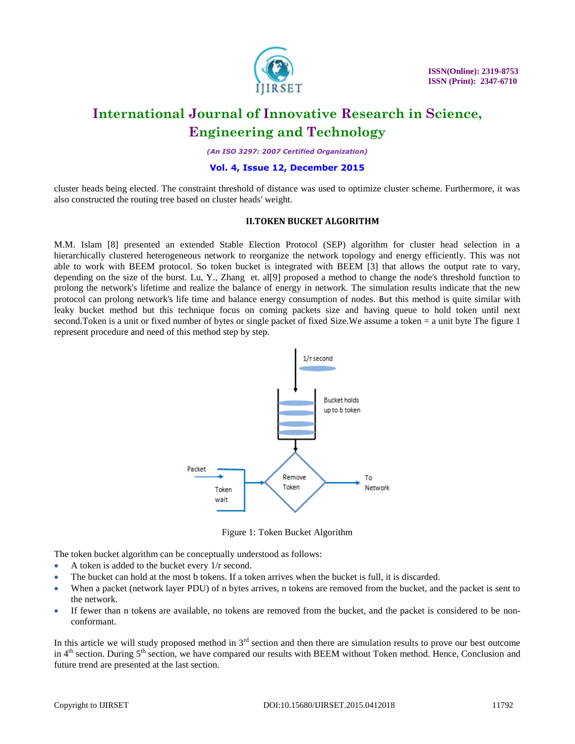cluster heads being elected. The constraint threshold of distance was used to optimize cluster scheme. Furthermore, it was also constructed the routing tree based on cluster heads' weight.

## II.TOKEN BUCKET ALGORITHM

M.M. Islam [8] presented an extended Stable Election Protocol (SEP) algorithm for cluster head selection in a hierarchically clustered heterogeneous network to reorganize the network topology and energy efficiently. This was not able to work with BEEM protocol. So token bucket is integrated with BEEM [3] that allows the output rate to vary, depending on the size of the burst. Lu, Y., Zhang et. al[9] proposed a method to change the node's threshold function to prolong the network's lifetime and realize the balance of energy in network. The simulation results indicate that the new protocol can prolong network's life time and balance energy consumption of nodes. But this method is quite similar with leaky bucket method but this technique focus on coming packets size and having queue to hold token until next second.Token is a unit or fixed number of bytes or single packet of fixed Size.We assume a token = a unit byte The figure 1 represent procedure and need of this method step by step.

Figure 1: Token Bucket Algorithm

The token bucket algorithm can be conceptually understood as follows:

- A token is added to the bucket every 1/r second.
- The bucket can hold at the most b tokens. If a token arrives when the bucket is full, it is discarded.
- When a packet (network layer PDU) of n bytes arrives, n tokens are removed from the bucket, and the packet is sent to the network.
- If fewer than n tokens are available, no tokens are removed from the bucket, and the packet is considered to be non-conformant.

In this article we will study proposed method in 3rd section and then there are simulation results to prove our best outcome in 4th section. During 5th section, we have compared our results with BEEM without Token method. Hence, Conclusion and future trend are presented at the last section.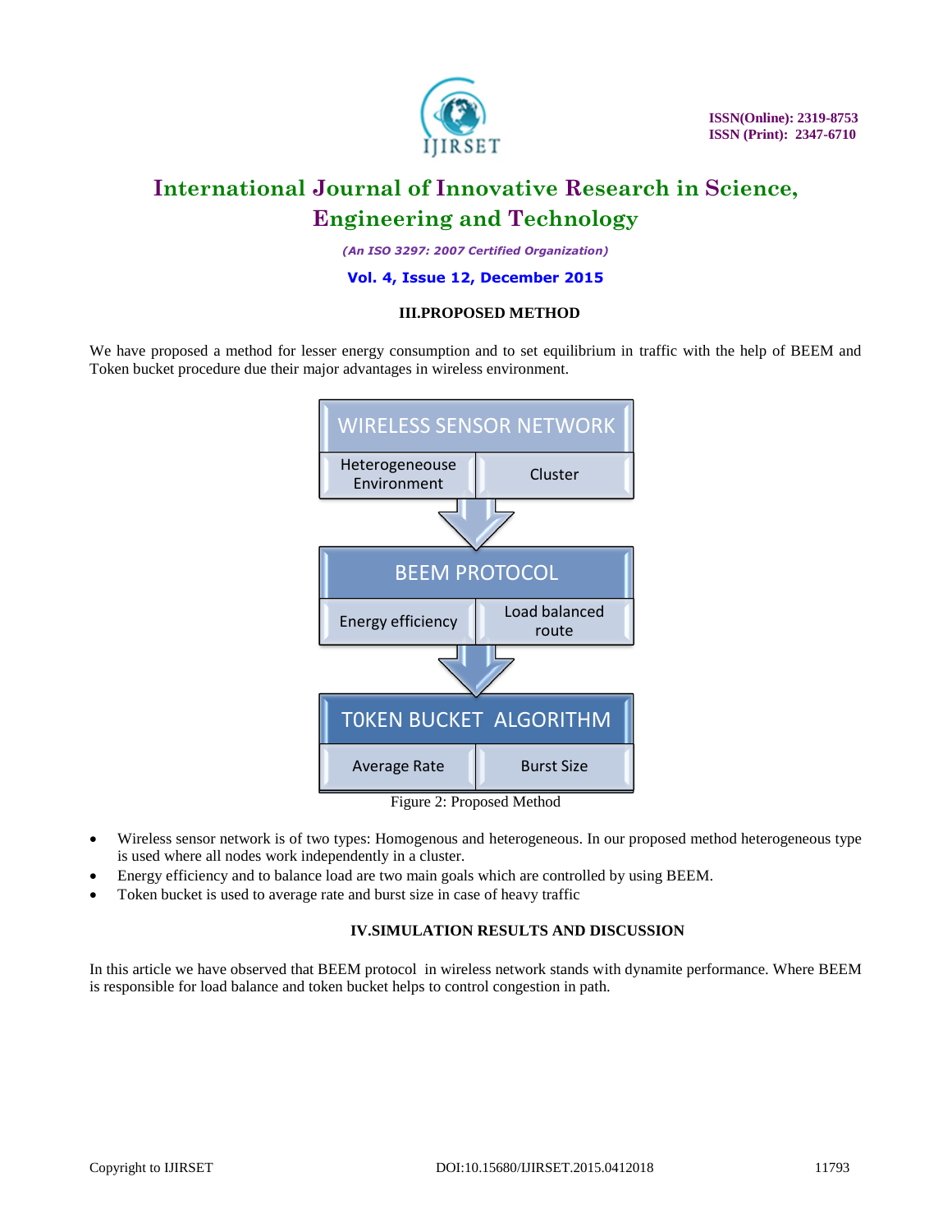### III.PROPOSED METHOD

We have proposed a method for lesser energy consumption and to set equilibrium in traffic with the help of BEEM and Token bucket procedure due their major advantages in wireless environment.

| WIRELESS SENSOR NETWORK | |
|---|---|
| Heterogeneouse Environment | Cluster |

| BEEM PROTOCOL | |
|---|---|
| Energy efficiency | Load balanced route |

| TOKEN BUCKET ALGORITHM | |
|---|---|
| Average Rate | Burst Size |

Figure 2: Proposed Method

- Wireless sensor network is of two types: Homogenous and heterogeneous. In our proposed method heterogeneous type is used where all nodes work independently in a cluster.
- Energy efficiency and to balance load are two main goals which are controlled by using BEEM.
- Token bucket is used to average rate and burst size in case of heavy traffic

### IV.SIMULATION RESULTS AND DISCUSSION

In this article we have observed that BEEM protocol in wireless network stands with dynamite performance. Where BEEM is responsible for load balance and token bucket helps to control congestion in path.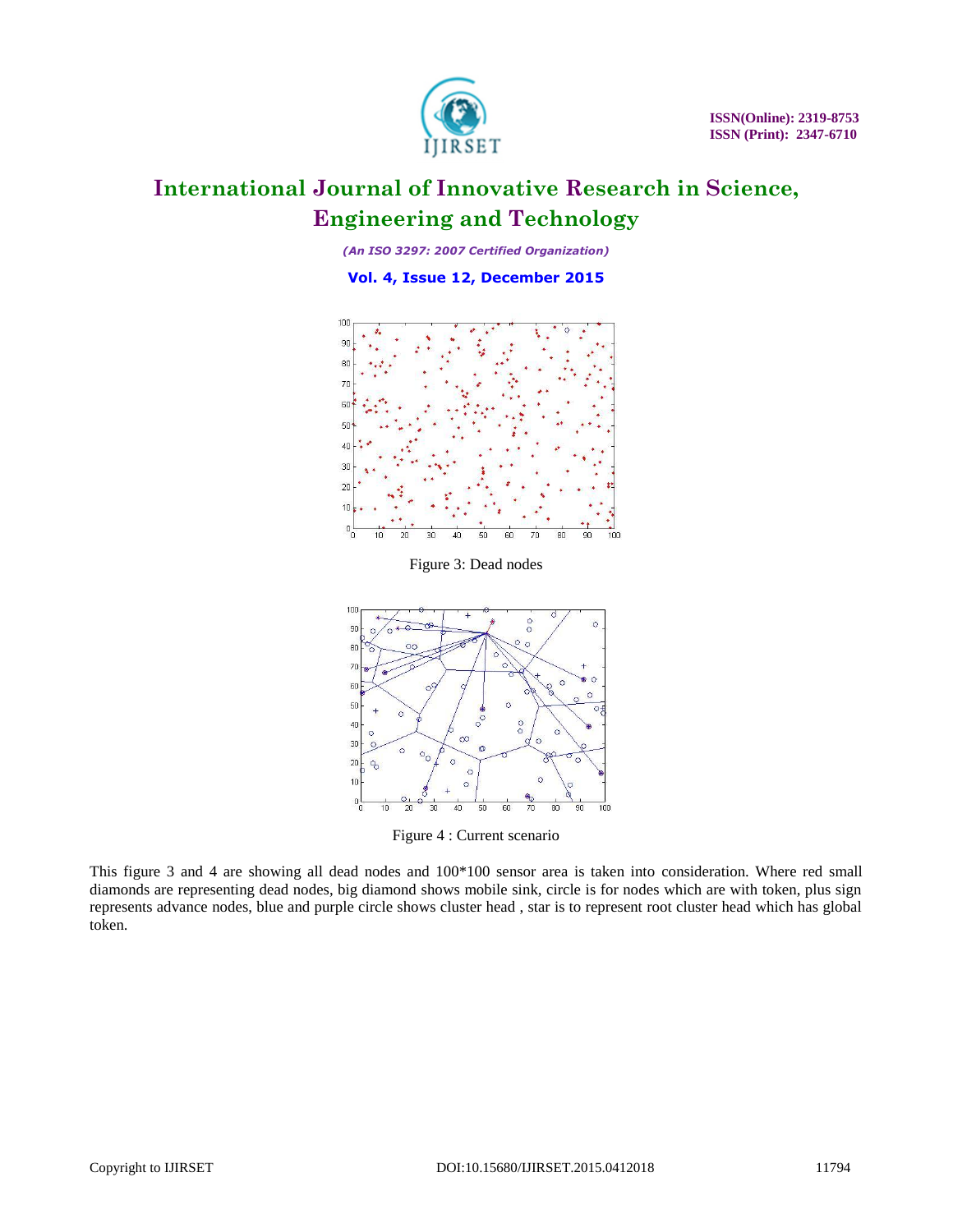Figure 3: Dead nodes

Figure 4 : Current scenario

This figure 3 and 4 are showing all dead nodes and 100*100 sensor area is taken into consideration. Where red small diamonds are representing dead nodes, big diamond shows mobile sink, circle is for nodes which are with token, plus sign represents advance nodes, blue and purple circle shows cluster head , star is to represent root cluster head which has global token.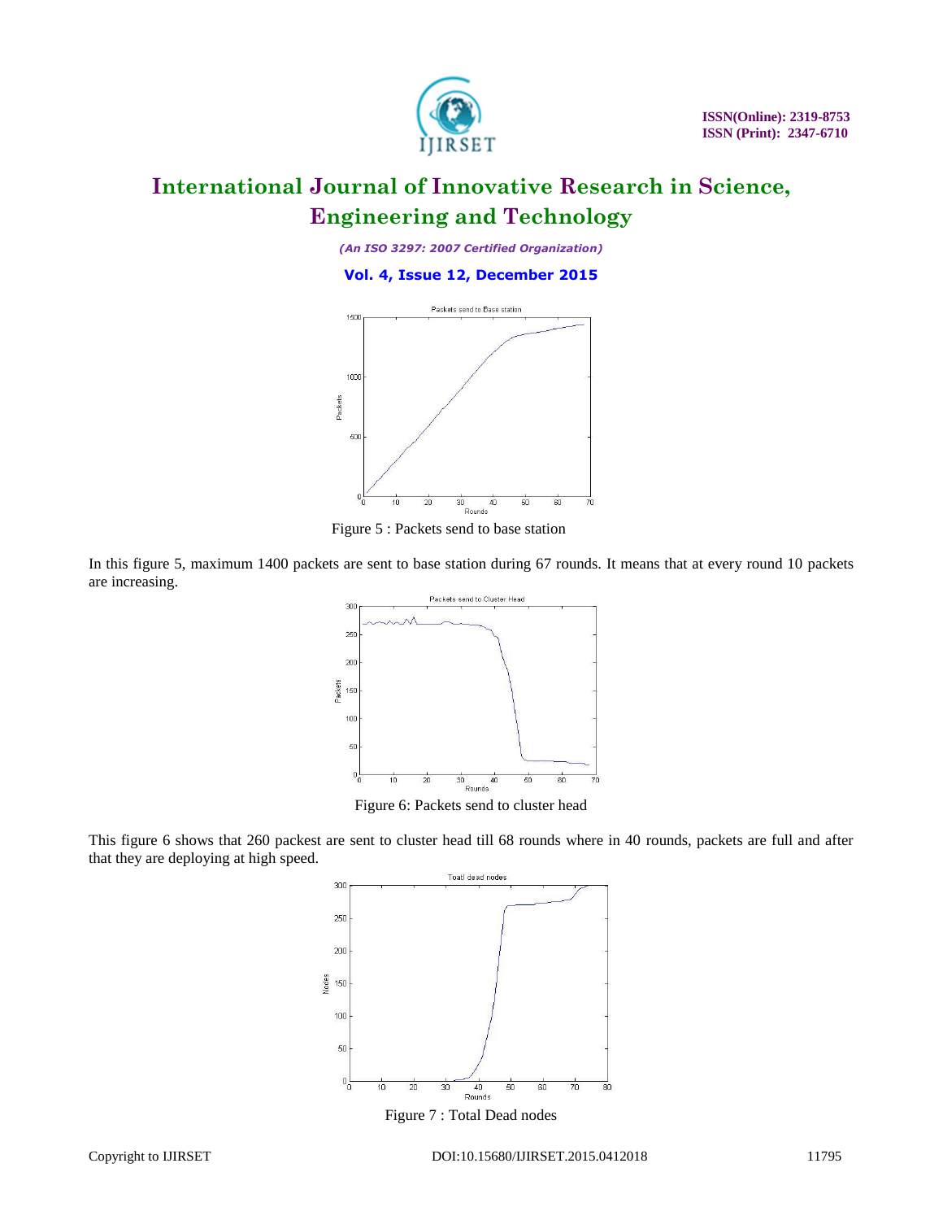Figure 5 : Packets send to base station

In this figure 5, maximum 1400 packets are sent to base station during 67 rounds. It means that at every round 10 packets are increasing.

Figure 6: Packets send to cluster head

This figure 6 shows that 260 packest are sent to cluster head till 68 rounds where in 40 rounds, packets are full and after that they are deploying at high speed.

Figure 7 : Total Dead nodes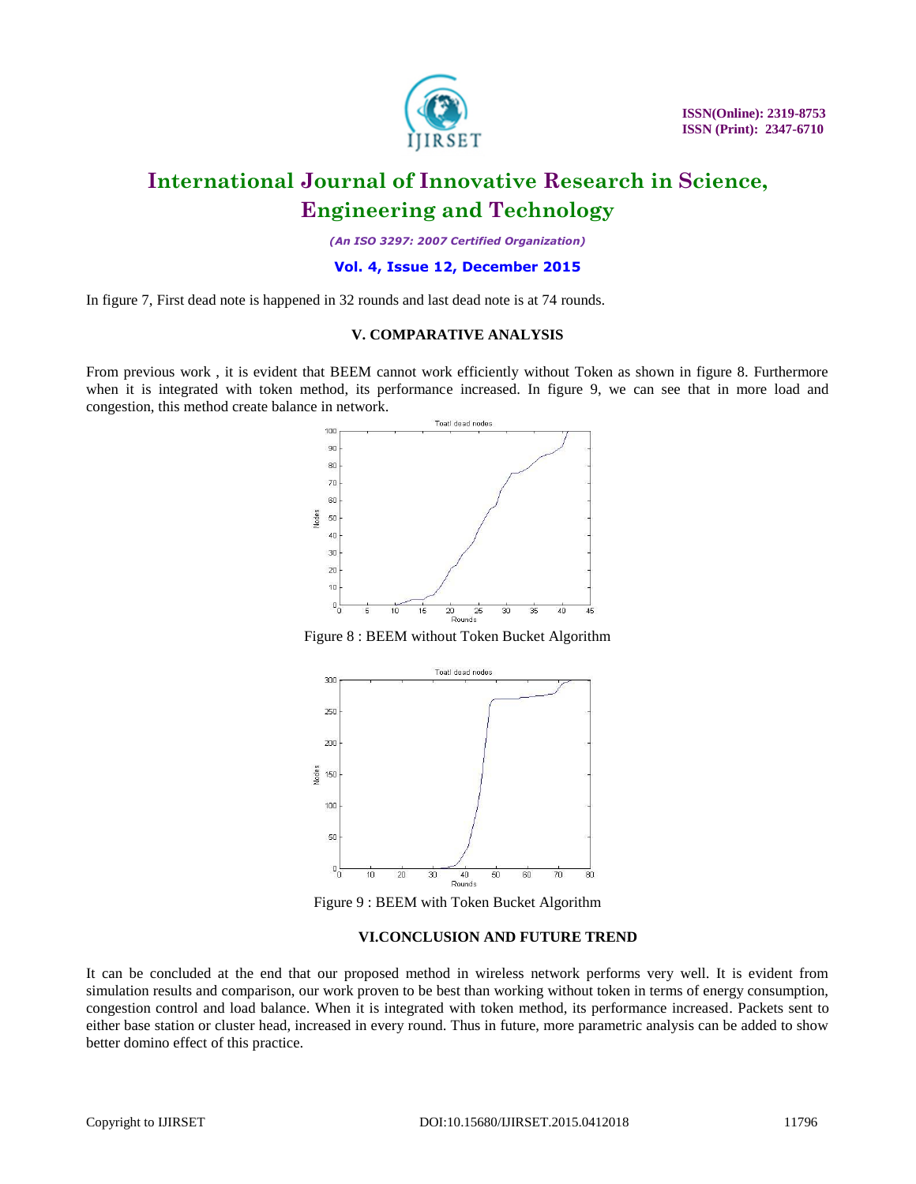In figure 7, First dead note is happened in 32 rounds and last dead note is at 74 rounds.

## V. COMPARATIVE ANALYSIS

From previous work , it is evident that BEEM cannot work efficiently without Token as shown in figure 8. Furthermore when it is integrated with token method, its performance increased. In figure 9, we can see that in more load and congestion, this method create balance in network.

Figure 8 : BEEM without Token Bucket Algorithm

Figure 9 : BEEM with Token Bucket Algorithm

## VI.CONCLUSION AND FUTURE TREND

It can be concluded at the end that our proposed method in wireless network performs very well. It is evident from simulation results and comparison, our work proven to be best than working without token in terms of energy consumption, congestion control and load balance. When it is integrated with token method, its performance increased. Packets sent to either base station or cluster head, increased in every round. Thus in future, more parametric analysis can be added to show better domino effect of this practice.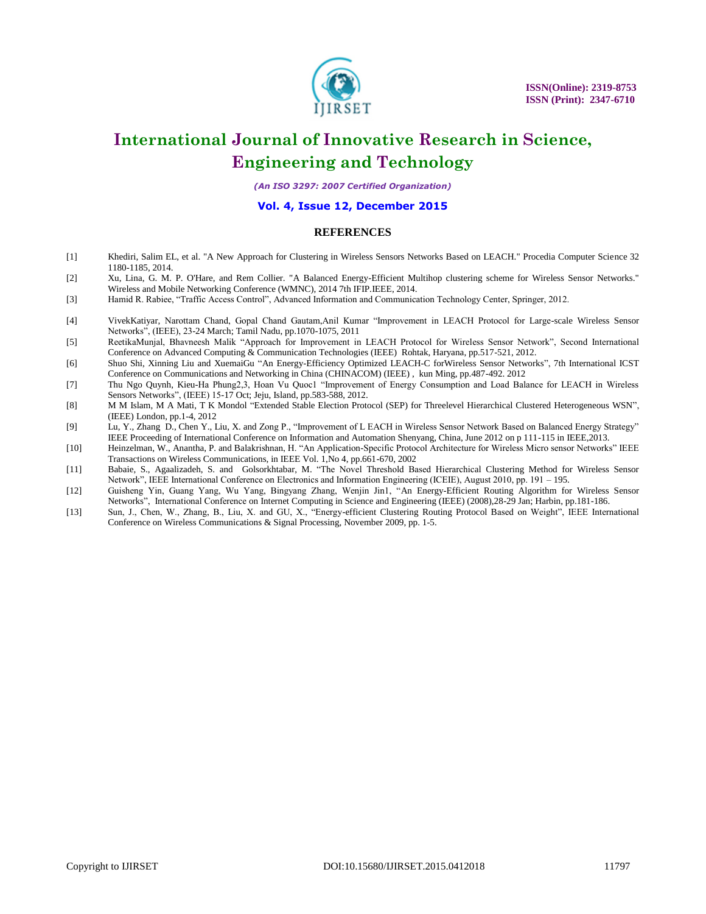## REFERENCES

[1] Khediri, Salim EL, et al. "A New Approach for Clustering in Wireless Sensors Networks Based on LEACH." Procedia Computer Science 32 1180-1185, 2014.

[2] Xu, Lina, G. M. P. O'Hare, and Rem Collier. "A Balanced Energy-Efficient Multihop clustering scheme for Wireless Sensor Networks." Wireless and Mobile Networking Conference (WMNC), 2014 7th IFIP.IEEE, 2014.

[3] Hamid R. Rabiee, "Traffic Access Control", Advanced Information and Communication Technology Center, Springer, 2012.

[4] VivekKatiyar, Narottam Chand, Gopal Chand Gautam,Anil Kumar "Improvement in LEACH Protocol for Large-scale Wireless Sensor Networks", (IEEE), 23-24 March; Tamil Nadu, pp.1070-1075, 2011

[5] ReetikaMunjal, Bhavneesh Malik "Approach for Improvement in LEACH Protocol for Wireless Sensor Network", Second International Conference on Advanced Computing & Communication Technologies (IEEE) Rohtak, Haryana, pp.517-521, 2012.

[6] Shuo Shi, Xinning Liu and XuemaiGu "An Energy-Efficiency Optimized LEACH-C forWireless Sensor Networks", 7th International ICST Conference on Communications and Networking in China (CHINACOM) (IEEE) , kun Ming, pp.487-492. 2012

[7] Thu Ngo Quynh, Kieu-Ha Phung2,3, Hoan Vu Quoc1 "Improvement of Energy Consumption and Load Balance for LEACH in Wireless Sensors Networks", (IEEE) 15-17 Oct; Jeju, Island, pp.583-588, 2012.

[8] M M Islam, M A Mati, T K Mondol "Extended Stable Election Protocol (SEP) for Threelevel Hierarchical Clustered Heterogeneous WSN", (IEEE) London, pp.1-4, 2012

[9] Lu, Y., Zhang D., Chen Y., Liu, X. and Zong P., "Improvement of L EACH in Wireless Sensor Network Based on Balanced Energy Strategy" IEEE Proceeding of International Conference on Information and Automation Shenyang, China, June 2012 on p 111-115 in IEEE,2013.

[10] Heinzelman, W., Anantha, P. and Balakrishnan, H. "An Application-Specific Protocol Architecture for Wireless Micro sensor Networks" IEEE Transactions on Wireless Communications, in IEEE Vol. 1,No 4, pp.661-670, 2002

[11] Babaie, S., Agaalizadeh, S. and Golsorkhtabar, M. "The Novel Threshold Based Hierarchical Clustering Method for Wireless Sensor Network", IEEE International Conference on Electronics and Information Engineering (ICEIE), August 2010, pp. 191 – 195.

[12] Guisheng Yin, Guang Yang, Wu Yang, Bingyang Zhang, Wenjin Jin1, "An Energy-Efficient Routing Algorithm for Wireless Sensor Networks", International Conference on Internet Computing in Science and Engineering (IEEE) (2008),28-29 Jan; Harbin, pp.181-186.

[13] Sun, J., Chen, W., Zhang, B., Liu, X. and GU, X., "Energy-efficient Clustering Routing Protocol Based on Weight", IEEE International Conference on Wireless Communications & Signal Processing, November 2009, pp. 1-5.